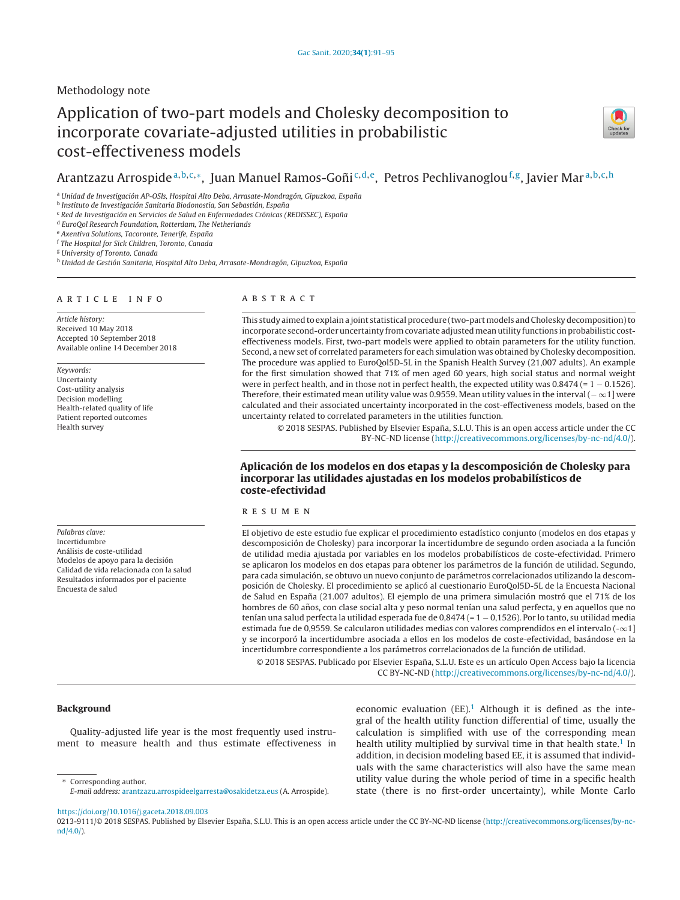Methodology note

# Application of two-part models and Cholesky decomposition to incorporate covariate-adjusted utilities in probabilistic cost-effectiveness models

Arantzazu Arrospide [a,b,c,*], Juan Manuel Ramos-Goñi [c,d,e], Petros Pechlivanoglou [f,g], Javier Mar [a,b,c,h]

[a] Unidad de Investigación AP-OSIs, Hospital Alto Deba, Arrasate-Mondragón, Gipuzkoa, España
[b] Instituto de Investigación Sanitaria Biodonostia, San Sebastián, España
[c] Red de Investigación en Servicios de Salud en Enfermedades Crónicas (REDISSEC), España
[d] EuroQol Research Foundation, Rotterdam, The Netherlands
[e] Axentiva Solutions, Tacoronte, Tenerife, España
[f] The Hospital for Sick Children, Toronto, Canada
[g] University of Toronto, Canada
[h] Unidad de Gestión Sanitaria, Hospital Alto Deba, Arrasate-Mondragón, Gipuzkoa, España

## ARTICLE INFO

*Article history:*
Received 10 May 2018
Accepted 10 September 2018
Available online 14 December 2018

*Keywords:*
Uncertainty
Cost-utility analysis
Decision modelling
Health-related quality of life
Patient reported outcomes
Health survey

## ABSTRACT

This study aimed to explain a joint statistical procedure (two-part models and Cholesky decomposition) to incorporate second-order uncertainty from covariate adjusted mean utility functions in probabilistic cost-effectiveness models. First, two-part models were applied to obtain parameters for the utility function. Second, a new set of correlated parameters for each simulation was obtained by Cholesky decomposition. The procedure was applied to EuroQol5D-5L in the Spanish Health Survey (21,007 adults). An example for the first simulation showed that 71% of men aged 60 years, high social status and normal weight were in perfect health, and in those not in perfect health, the expected utility was 0.8474 (= 1 − 0.1526). Therefore, their estimated mean utility value was 0.9559. Mean utility values in the interval (− ∞1] were calculated and their associated uncertainty incorporated in the cost-effectiveness models, based on the uncertainty related to correlated parameters in the utilities function.

© 2018 SESPAS. Published by Elsevier España, S.L.U. This is an open access article under the CC BY-NC-ND license (http://creativecommons.org/licenses/by-nc-nd/4.0/).

## Aplicación de los modelos en dos etapas y la descomposición de Cholesky para incorporar las utilidades ajustadas en los modelos probabilísticos de coste-efectividad

*Palabras clave:*
Incertidumbre
Análisis de coste-utilidad
Modelos de apoyo para la decisión
Calidad de vida relacionada con la salud
Resultados informados por el paciente
Encuesta de salud

## RESUMEN

El objetivo de este estudio fue explicar el procedimiento estadístico conjunto (modelos en dos etapas y descomposición de Cholesky) para incorporar la incertidumbre de segundo orden asociada a la función de utilidad media ajustada por variables en los modelos probabilísticos de coste-efectividad. Primero se aplicaron los modelos en dos etapas para obtener los parámetros de la función de utilidad. Segundo, para cada simulación, se obtuvo un nuevo conjunto de parámetros correlacionados utilizando la descomposición de Cholesky. El procedimiento se aplicó al cuestionario EuroQol5D-5L de la Encuesta Nacional de Salud en España (21.007 adultos). El ejemplo de una primera simulación mostró que el 71% de los hombres de 60 años, con clase social alta y peso normal tenían una salud perfecta, y en aquellos que no tenían una salud perfecta la utilidad esperada fue de 0,8474 (= 1 − 0,1526). Por lo tanto, su utilidad media estimada fue de 0,9559. Se calcularon utilidades medias con valores comprendidos en el intervalo (-∞1] y se incorporó la incertidumbre asociada a ellos en los modelos de coste-efectividad, basándose en la incertidumbre correspondiente a los parámetros correlacionados de la función de utilidad.

© 2018 SESPAS. Publicado por Elsevier España, S.L.U. Este es un artículo Open Access bajo la licencia CC BY-NC-ND (http://creativecommons.org/licenses/by-nc-nd/4.0/).

## Background

Quality-adjusted life year is the most frequently used instrument to measure health and thus estimate effectiveness in economic evaluation (EE).[1] Although it is defined as the integral of the health utility function differential of time, usually the calculation is simplified with use of the corresponding mean health utility multiplied by survival time in that health state.[1] In addition, in decision modeling based EE, it is assumed that individuals with the same characteristics will also have the same mean utility value during the whole period of time in a specific health state (there is no first-order uncertainty), while Monte Carlo

\* Corresponding author.
*E-mail address:* arantzazu.arrospideelgarresta@osakidetza.eus (A. Arrospide).

https://doi.org/10.1016/j.gaceta.2018.09.003
0213-9111/© 2018 SESPAS. Published by Elsevier España, S.L.U. This is an open access article under the CC BY-NC-ND license (http://creativecommons.org/licenses/by-nc-nd/4.0/).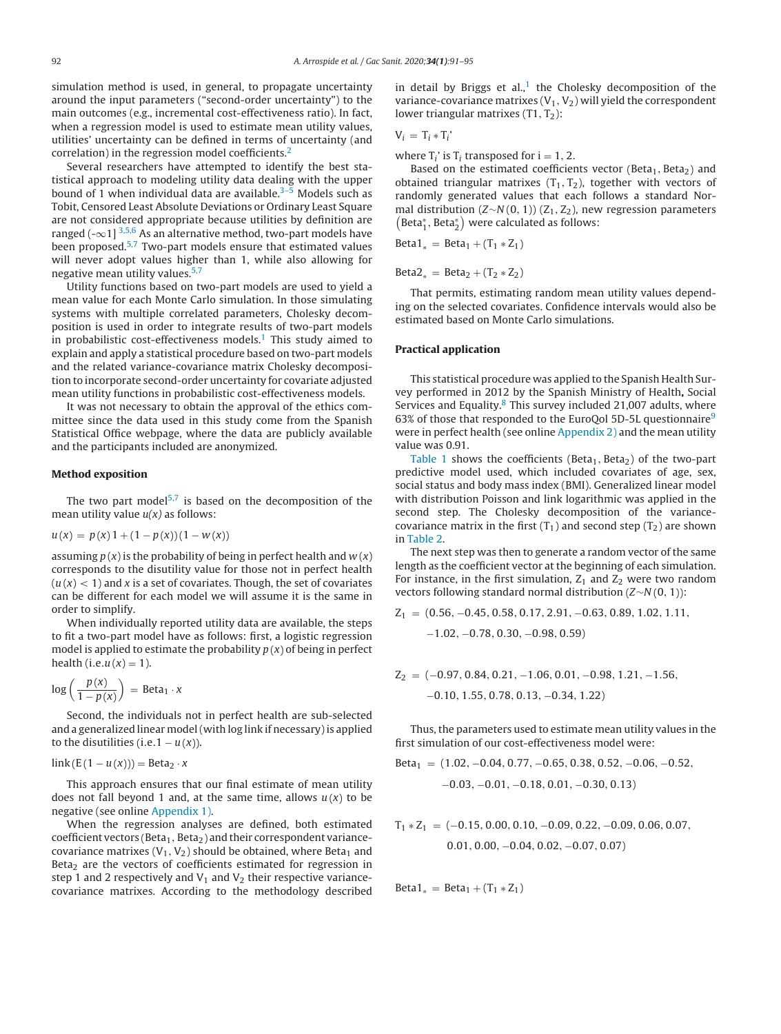simulation method is used, in general, to propagate uncertainty around the input parameters ("second-order uncertainty") to the main outcomes (e.g., incremental cost-effectiveness ratio). In fact, when a regression model is used to estimate mean utility values, utilities' uncertainty can be defined in terms of uncertainty (and correlation) in the regression model coefficients.[2]

Several researchers have attempted to identify the best statistical approach to modeling utility data dealing with the upper bound of 1 when individual data are available.[3–5] Models such as Tobit, Censored Least Absolute Deviations or Ordinary Least Square are not considered appropriate because utilities by definition are ranged (-∞1] [3,5,6] As an alternative method, two-part models have been proposed.[5,7] Two-part models ensure that estimated values will never adopt values higher than 1, while also allowing for negative mean utility values.[5,7]

Utility functions based on two-part models are used to yield a mean value for each Monte Carlo simulation. In those simulating systems with multiple correlated parameters, Cholesky decomposition is used in order to integrate results of two-part models in probabilistic cost-effectiveness models.[1] This study aimed to explain and apply a statistical procedure based on two-part models and the related variance-covariance matrix Cholesky decomposition to incorporate second-order uncertainty for covariate adjusted mean utility functions in probabilistic cost-effectiveness models.

It was not necessary to obtain the approval of the ethics committee since the data used in this study come from the Spanish Statistical Office webpage, where the data are publicly available and the participants included are anonymized.

## Method exposition

The two part model[5,7] is based on the decomposition of the mean utility value *u(x)* as follows:

$$u(x) = p(x)1 + (1 - p(x))(1 - w(x))$$

assuming $p(x)$ is the probability of being in perfect health and $w(x)$ corresponds to the disutility value for those not in perfect health ($u(x) < 1$) and $x$ is a set of covariates. Though, the set of covariates can be different for each model we will assume it is the same in order to simplify.

When individually reported utility data are available, the steps to fit a two-part model have as follows: first, a logistic regression model is applied to estimate the probability $p(x)$ of being in perfect health (i.e.$u(x) = 1$).

$$\log\left(\frac{p(x)}{1 - p(x)}\right) = \text{Beta}_1 \cdot x$$

Second, the individuals not in perfect health are sub-selected and a generalized linear model (with log link if necessary) is applied to the disutilities (i.e.$1 - u(x)$).

$$\text{link}(\text{E}(1 - u(x))) = \text{Beta}_2 \cdot x$$

This approach ensures that our final estimate of mean utility does not fall beyond 1 and, at the same time, allows $u(x)$ to be negative (see online Appendix 1).

When the regression analyses are defined, both estimated coefficient vectors ($\text{Beta}_1$, $\text{Beta}_2$) and their correspondent variance-covariance matrixes ($\text{V}_1$, $\text{V}_2$) should be obtained, where $\text{Beta}_1$ and $\text{Beta}_2$ are the vectors of coefficients estimated for regression in step 1 and 2 respectively and $\text{V}_1$ and $\text{V}_2$ their respective variance-covariance matrixes. According to the methodology described in detail by Briggs et al.,[1] the Cholesky decomposition of the variance-covariance matrixes ($\text{V}_1$, $\text{V}_2$) will yield the correspondent lower triangular matrixes ($\text{T}1$, $\text{T}_2$):

$$\text{V}_i = \text{T}_i * \text{T}_i'$$

where $\text{T}_i'$ is $\text{T}_i$ transposed for i = 1, 2.

Based on the estimated coefficients vector ($\text{Beta}_1$, $\text{Beta}_2$) and obtained triangular matrixes ($\text{T}_1$, $\text{T}_2$), together with vectors of randomly generated values that each follows a standard Normal distribution ($Z \sim N(0, 1)$) ($\text{Z}_1$, $\text{Z}_2$), new regression parameters $\left(\text{Beta}_1^*, \text{Beta}_2^*\right)$ were calculated as follows:

$$\text{Beta1}_* = \text{Beta}_1 + (\text{T}_1 * \text{Z}_1)$$

$$\text{Beta2}_* = \text{Beta}_2 + (\text{T}_2 * \text{Z}_2)$$

That permits, estimating random mean utility values depending on the selected covariates. Confidence intervals would also be estimated based on Monte Carlo simulations.

## Practical application

This statistical procedure was applied to the Spanish Health Survey performed in 2012 by the Spanish Ministry of Health**,** Social Services and Equality.[8] This survey included 21,007 adults, where 63% of those that responded to the EuroQol 5D-5L questionnaire[9] were in perfect health (see online Appendix 2) and the mean utility value was 0.91.

Table 1 shows the coefficients ($\text{Beta}_1$, $\text{Beta}_2$) of the two-part predictive model used, which included covariates of age, sex, social status and body mass index (BMI). Generalized linear model with distribution Poisson and link logarithmic was applied in the second step. The Cholesky decomposition of the variance-covariance matrix in the first ($\text{T}_1$) and second step ($\text{T}_2$) are shown in Table 2.

The next step was then to generate a random vector of the same length as the coefficient vector at the beginning of each simulation. For instance, in the first simulation, $\text{Z}_1$ and $\text{Z}_2$ were two random vectors following standard normal distribution ($Z \sim N(0, 1)$):

$$\text{Z}_1 = (0.56, -0.45, 0.58, 0.17, 2.91, -0.63, 0.89, 1.02, 1.11, -1.02, -0.78, 0.30, -0.98, 0.59)$$

$$\text{Z}_2 = (-0.97, 0.84, 0.21, -1.06, 0.01, -0.98, 1.21, -1.56, -0.10, 1.55, 0.78, 0.13, -0.34, 1.22)$$

Thus, the parameters used to estimate mean utility values in the first simulation of our cost-effectiveness model were:

$$\text{Beta}_1 = (1.02, -0.04, 0.77, -0.65, 0.38, 0.52, -0.06, -0.52, -0.03, -0.01, -0.18, 0.01, -0.30, 0.13)$$

$$\text{T}_1 * \text{Z}_1 = (-0.15, 0.00, 0.10, -0.09, 0.22, -0.09, 0.06, 0.07, 0.01, 0.00, -0.04, 0.02, -0.07, 0.07)$$

$$\text{Beta1}_* = \text{Beta}_1 + (\text{T}_1 * \text{Z}_1)$$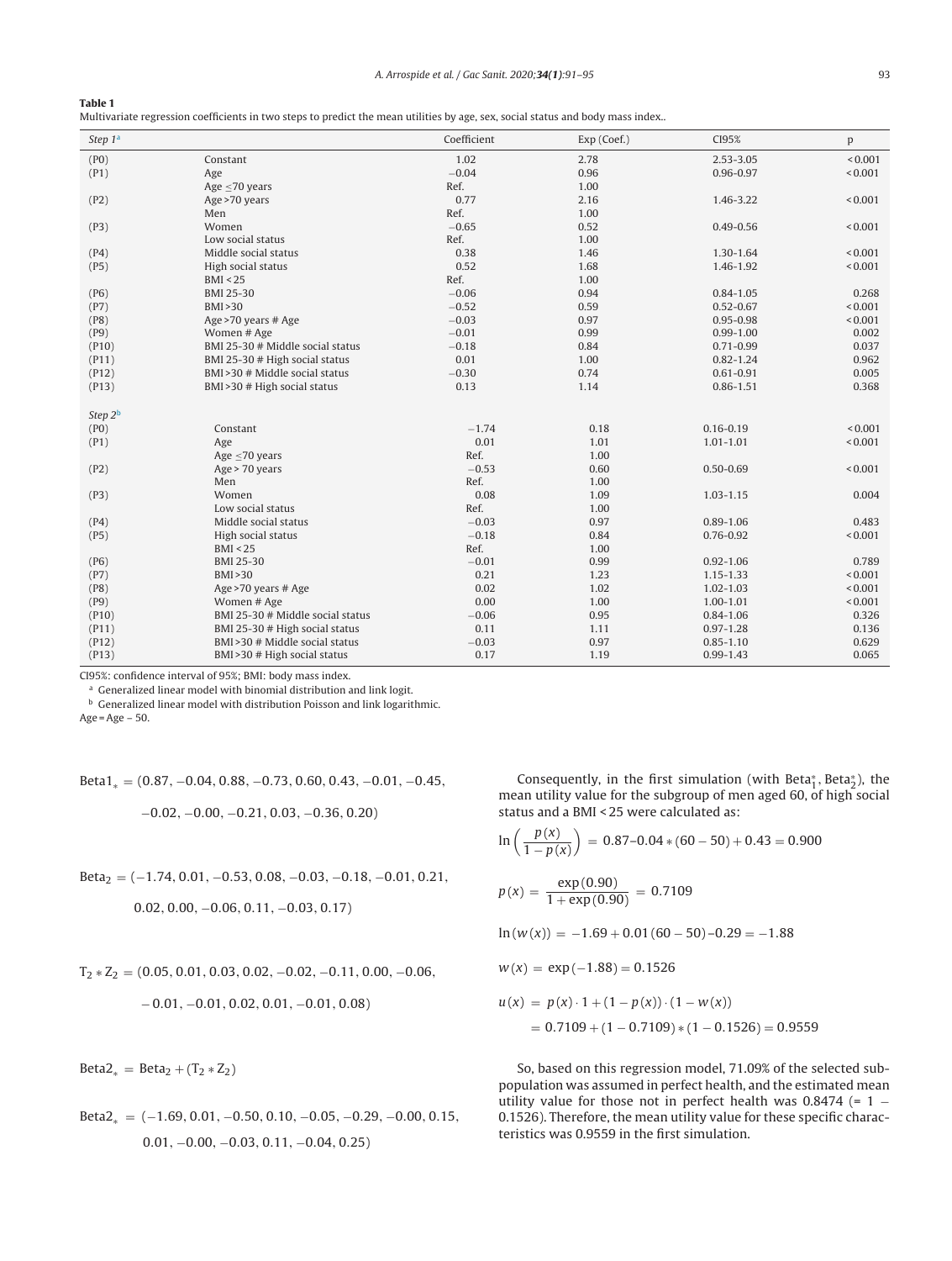**Table 1**
Multivariate regression coefficients in two steps to predict the mean utilities by age, sex, social status and body mass index..

| *Step 1*[a] | | Coefficient | Exp (Coef.) | CI95% | p |
|---|---|---|---|---|---|
| (P0) | Constant | 1.02 | 2.78 | 2.53-3.05 | < 0.001 |
| (P1) | Age | −0.04 | 0.96 | 0.96-0.97 | < 0.001 |
| | Age ≤70 years | Ref. | 1.00 | | |
| (P2) | Age >70 years | 0.77 | 2.16 | 1.46-3.22 | < 0.001 |
| | Men | Ref. | 1.00 | | |
| (P3) | Women | −0.65 | 0.52 | 0.49-0.56 | < 0.001 |
| | Low social status | Ref. | 1.00 | | |
| (P4) | Middle social status | 0.38 | 1.46 | 1.30-1.64 | < 0.001 |
| (P5) | High social status | 0.52 | 1.68 | 1.46-1.92 | < 0.001 |
| | BMI < 25 | Ref. | 1.00 | | |
| (P6) | BMI 25-30 | −0.06 | 0.94 | 0.84-1.05 | 0.268 |
| (P7) | BMI >30 | −0.52 | 0.59 | 0.52-0.67 | < 0.001 |
| (P8) | Age >70 years # Age | −0.03 | 0.97 | 0.95-0.98 | < 0.001 |
| (P9) | Women # Age | −0.01 | 0.99 | 0.99-1.00 | 0.002 |
| (P10) | BMI 25-30 # Middle social status | −0.18 | 0.84 | 0.71-0.99 | 0.037 |
| (P11) | BMI 25-30 # High social status | 0.01 | 1.00 | 0.82-1.24 | 0.962 |
| (P12) | BMI >30 # Middle social status | −0.30 | 0.74 | 0.61-0.91 | 0.005 |
| (P13) | BMI >30 # High social status | 0.13 | 1.14 | 0.86-1.51 | 0.368 |
| *Step 2*[b] | | | | | |
| (P0) | Constant | −1.74 | 0.18 | 0.16-0.19 | < 0.001 |
| (P1) | Age | 0.01 | 1.01 | 1.01-1.01 | < 0.001 |
| | Age ≤70 years | Ref. | 1.00 | | |
| (P2) | Age > 70 years | −0.53 | 0.60 | 0.50-0.69 | < 0.001 |
| | Men | Ref. | 1.00 | | |
| (P3) | Women | 0.08 | 1.09 | 1.03-1.15 | 0.004 |
| | Low social status | Ref. | 1.00 | | |
| (P4) | Middle social status | −0.03 | 0.97 | 0.89-1.06 | 0.483 |
| (P5) | High social status | −0.18 | 0.84 | 0.76-0.92 | < 0.001 |
| | BMI < 25 | Ref. | 1.00 | | |
| (P6) | BMI 25-30 | −0.01 | 0.99 | 0.92-1.06 | 0.789 |
| (P7) | BMI >30 | 0.21 | 1.23 | 1.15-1.33 | < 0.001 |
| (P8) | Age >70 years # Age | 0.02 | 1.02 | 1.02-1.03 | < 0.001 |
| (P9) | Women # Age | 0.00 | 1.00 | 1.00-1.01 | < 0.001 |
| (P10) | BMI 25-30 # Middle social status | −0.06 | 0.95 | 0.84-1.06 | 0.326 |
| (P11) | BMI 25-30 # High social status | 0.11 | 1.11 | 0.97-1.28 | 0.136 |
| (P12) | BMI >30 # Middle social status | −0.03 | 0.97 | 0.85-1.10 | 0.629 |
| (P13) | BMI >30 # High social status | 0.17 | 1.19 | 0.99-1.43 | 0.065 |

CI95%: confidence interval of 95%; BMI: body mass index.

[a] Generalized linear model with binomial distribution and link logit.

[b] Generalized linear model with distribution Poisson and link logarithmic.

Age = Age – 50.

$$\text{Beta1}_* = (0.87, -0.04, 0.88, -0.73, 0.60, 0.43, -0.01, -0.45, -0.02, -0.00, -0.21, 0.03, -0.36, 0.20)$$

$$\text{Beta}_2 = (-1.74, 0.01, -0.53, 0.08, -0.03, -0.18, -0.01, 0.21, 0.02, 0.00, -0.06, 0.11, -0.03, 0.17)$$

$$\text{T}_2 * \text{Z}_2 = (0.05, 0.01, 0.03, 0.02, -0.02, -0.11, 0.00, -0.06, -0.01, -0.01, 0.02, 0.01, -0.01, 0.08)$$

$$\text{Beta2}_* = \text{Beta}_2 + (\text{T}_2 * \text{Z}_2)$$

$$\text{Beta2}_* = (-1.69, 0.01, -0.50, 0.10, -0.05, -0.29, -0.00, 0.15, 0.01, -0.00, -0.03, 0.11, -0.04, 0.25)$$

Consequently, in the first simulation (with $\text{Beta}_1^*, \text{Beta}_2^*$), the mean utility value for the subgroup of men aged 60, of high social status and a BMI < 25 were calculated as:

$$\ln\left(\frac{p(x)}{1-p(x)}\right) = 0.87 – 0.04 * (60 - 50) + 0.43 = 0.900$$

$$p(x) = \frac{\exp(0.90)}{1+\exp(0.90)} = 0.7109$$

$$\ln(w(x)) = -1.69 + 0.01\,(60 - 50) – 0.29 = -1.88$$

$$w(x) = \exp(-1.88) = 0.1526$$

$$u(x) = p(x) \cdot 1 + (1 - p(x)) \cdot (1 - w(x)) = 0.7109 + (1 - 0.7109) * (1 - 0.1526) = 0.9559$$

So, based on this regression model, 71.09% of the selected subpopulation was assumed in perfect health, and the estimated mean utility value for those not in perfect health was 0.8474 (= 1 − 0.1526). Therefore, the mean utility value for these specific characteristics was 0.9559 in the first simulation.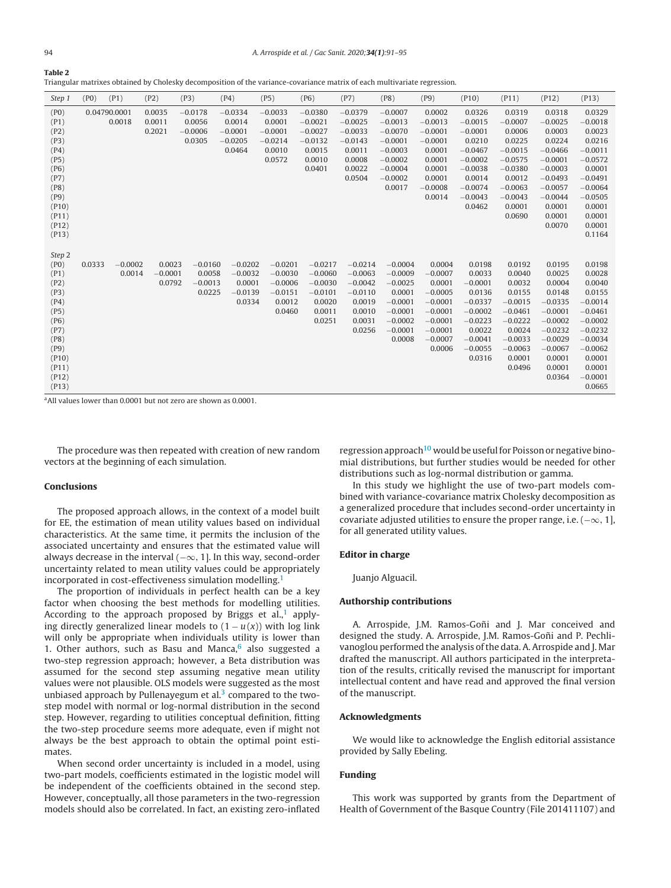**Table 2**
Triangular matrixes obtained by Cholesky decomposition of the variance-covariance matrix of each multivariate regression.

| Step 1 | (P0) | (P1) | (P2) | (P3) | (P4) | (P5) | (P6) | (P7) | (P8) | (P9) | (P10) | (P11) | (P12) | (P13) |
|---|---|---|---|---|---|---|---|---|---|---|---|---|---|---|
| (P0) | 0.0479 | 0.0001 | 0.0035 | −0.0178 | −0.0334 | −0.0033 | −0.0380 | −0.0379 | −0.0007 | 0.0002 | 0.0326 | 0.0319 | 0.0318 | 0.0329 |
| (P1) | | 0.0018 | 0.0011 | 0.0056 | 0.0014 | 0.0001 | −0.0021 | −0.0025 | −0.0013 | −0.0013 | −0.0015 | −0.0007 | −0.0025 | −0.0018 |
| (P2) | | | 0.2021 | −0.0006 | −0.0001 | −0.0001 | −0.0027 | −0.0033 | −0.0070 | −0.0001 | −0.0001 | 0.0006 | 0.0003 | 0.0023 |
| (P3) | | | | 0.0305 | −0.0205 | −0.0214 | −0.0132 | −0.0143 | −0.0001 | −0.0001 | 0.0210 | 0.0225 | 0.0224 | 0.0216 |
| (P4) | | | | | 0.0464 | 0.0010 | 0.0015 | 0.0011 | −0.0003 | 0.0001 | −0.0467 | −0.0015 | −0.0466 | −0.0011 |
| (P5) | | | | | | 0.0572 | 0.0010 | 0.0008 | −0.0002 | 0.0001 | −0.0002 | −0.0575 | −0.0001 | −0.0572 |
| (P6) | | | | | | | 0.0401 | 0.0022 | −0.0004 | 0.0001 | −0.0038 | −0.0380 | −0.0003 | 0.0001 |
| (P7) | | | | | | | | 0.0504 | −0.0002 | 0.0001 | 0.0014 | 0.0012 | −0.0493 | −0.0491 |
| (P8) | | | | | | | | | 0.0017 | −0.0008 | −0.0074 | −0.0063 | −0.0057 | −0.0064 |
| (P9) | | | | | | | | | | 0.0014 | −0.0043 | −0.0043 | −0.0044 | −0.0505 |
| (P10) | | | | | | | | | | | 0.0462 | 0.0001 | 0.0001 | 0.0001 |
| (P11) | | | | | | | | | | | | 0.0690 | 0.0001 | 0.0001 |
| (P12) | | | | | | | | | | | | | 0.0070 | 0.0001 |
| (P13) | | | | | | | | | | | | | | 0.1164 |
| *Step 2* | | | | | | | | | | | | | | |
| (P0) | 0.0333 | −0.0002 | 0.0023 | −0.0160 | −0.0202 | −0.0201 | −0.0217 | −0.0214 | −0.0004 | 0.0004 | 0.0198 | 0.0192 | 0.0195 | 0.0198 |
| (P1) | | 0.0014 | −0.0001 | 0.0058 | −0.0032 | −0.0030 | −0.0060 | −0.0063 | −0.0009 | −0.0007 | 0.0033 | 0.0040 | 0.0025 | 0.0028 |
| (P2) | | | 0.0792 | −0.0013 | 0.0001 | −0.0006 | −0.0030 | −0.0042 | −0.0025 | 0.0001 | −0.0001 | 0.0032 | 0.0004 | 0.0040 |
| (P3) | | | | 0.0225 | −0.0139 | −0.0151 | −0.0101 | −0.0110 | 0.0001 | −0.0005 | 0.0136 | 0.0155 | 0.0148 | 0.0155 |
| (P4) | | | | | 0.0334 | 0.0012 | 0.0020 | 0.0019 | −0.0001 | −0.0001 | −0.0337 | −0.0015 | −0.0335 | −0.0014 |
| (P5) | | | | | | 0.0460 | 0.0011 | 0.0010 | −0.0001 | −0.0001 | −0.0002 | −0.0461 | −0.0001 | −0.0461 |
| (P6) | | | | | | | 0.0251 | 0.0031 | −0.0002 | −0.0001 | −0.0223 | −0.0222 | −0.0002 | −0.0002 |
| (P7) | | | | | | | | 0.0256 | −0.0001 | −0.0001 | 0.0022 | 0.0024 | −0.0232 | −0.0232 |
| (P8) | | | | | | | | | 0.0008 | −0.0007 | −0.0041 | −0.0033 | −0.0029 | −0.0034 |
| (P9) | | | | | | | | | | 0.0006 | −0.0055 | −0.0063 | −0.0067 | −0.0062 |
| (P10) | | | | | | | | | | | 0.0316 | 0.0001 | 0.0001 | 0.0001 |
| (P11) | | | | | | | | | | | | 0.0496 | 0.0001 | 0.0001 |
| (P12) | | | | | | | | | | | | | 0.0364 | −0.0001 |
| (P13) | | | | | | | | | | | | | | 0.0665 |

[a]All values lower than 0.0001 but not zero are shown as 0.0001.

The procedure was then repeated with creation of new random vectors at the beginning of each simulation.

## Conclusions

The proposed approach allows, in the context of a model built for EE, the estimation of mean utility values based on individual characteristics. At the same time, it permits the inclusion of the associated uncertainty and ensures that the estimated value will always decrease in the interval $(-\infty, 1]$. In this way, second-order uncertainty related to mean utility values could be appropriately incorporated in cost-effectiveness simulation modelling.[1]

The proportion of individuals in perfect health can be a key factor when choosing the best methods for modelling utilities. According to the approach proposed by Briggs et al.,[1] applying directly generalized linear models to $(1 - u(x))$ with log link will only be appropriate when individuals utility is lower than 1. Other authors, such as Basu and Manca,[6] also suggested a two-step regression approach; however, a Beta distribution was assumed for the second step assuming negative mean utility values were not plausible. OLS models were suggested as the most unbiased approach by Pullenayegum et al.[3] compared to the two-step model with normal or log-normal distribution in the second step. However, regarding to utilities conceptual definition, fitting the two-step procedure seems more adequate, even if might not always be the best approach to obtain the optimal point estimates.

When second order uncertainty is included in a model, using two-part models, coefficients estimated in the logistic model will be independent of the coefficients obtained in the second step. However, conceptually, all those parameters in the two-regression models should also be correlated. In fact, an existing zero-inflated regression approach[10] would be useful for Poisson or negative binomial distributions, but further studies would be needed for other distributions such as log-normal distribution or gamma.

In this study we highlight the use of two-part models combined with variance-covariance matrix Cholesky decomposition as a generalized procedure that includes second-order uncertainty in covariate adjusted utilities to ensure the proper range, i.e. $(-\infty, 1]$, for all generated utility values.

## Editor in charge

Juanjo Alguacil.

## Authorship contributions

A. Arrospide, J.M. Ramos-Goñi and J. Mar conceived and designed the study. A. Arrospide, J.M. Ramos-Goñi and P. Pechlivanoglou performed the analysis of the data. A. Arrospide and J. Mar drafted the manuscript. All authors participated in the interpretation of the results, critically revised the manuscript for important intellectual content and have read and approved the final version of the manuscript.

## Acknowledgments

We would like to acknowledge the English editorial assistance provided by Sally Ebeling.

## Funding

This work was supported by grants from the Department of Health of Government of the Basque Country (File 201411107) and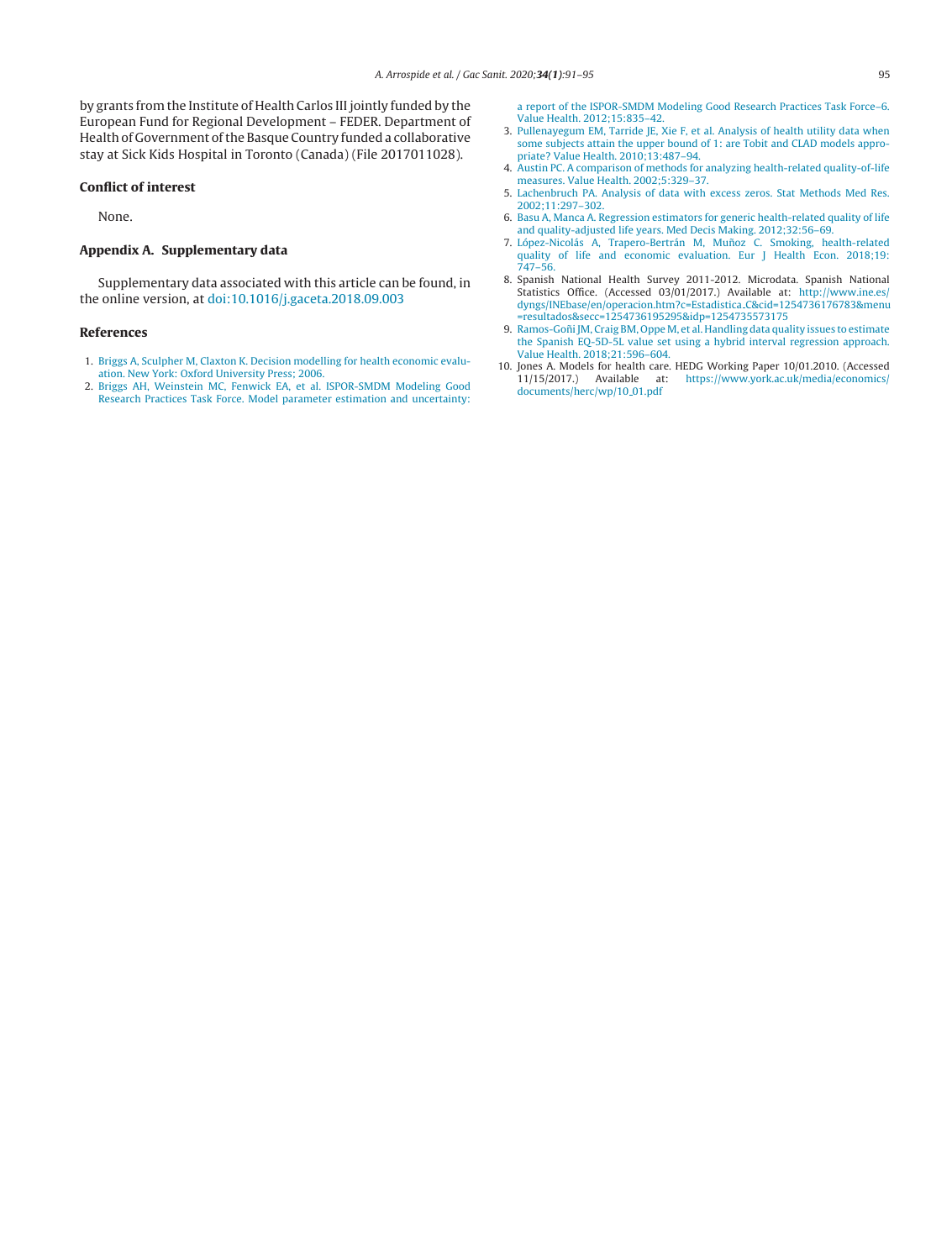by grants from the Institute of Health Carlos III jointly funded by the European Fund for Regional Development – FEDER. Department of Health of Government of the Basque Country funded a collaborative stay at Sick Kids Hospital in Toronto (Canada) (File 2017011028).

## Conflict of interest

None.

## Appendix A. Supplementary data

Supplementary data associated with this article can be found, in the online version, at doi:10.1016/j.gaceta.2018.09.003

## References

1. Briggs A, Sculpher M, Claxton K. Decision modelling for health economic evaluation. New York: Oxford University Press; 2006.
2. Briggs AH, Weinstein MC, Fenwick EA, et al. ISPOR-SMDM Modeling Good Research Practices Task Force. Model parameter estimation and uncertainty: a report of the ISPOR-SMDM Modeling Good Research Practices Task Force–6. Value Health. 2012;15:835–42.
3. Pullenayegum EM, Tarride JE, Xie F, et al. Analysis of health utility data when some subjects attain the upper bound of 1: are Tobit and CLAD models appropriate? Value Health. 2010;13:487–94.
4. Austin PC. A comparison of methods for analyzing health-related quality-of-life measures. Value Health. 2002;5:329–37.
5. Lachenbruch PA. Analysis of data with excess zeros. Stat Methods Med Res. 2002;11:297–302.
6. Basu A, Manca A. Regression estimators for generic health-related quality of life and quality-adjusted life years. Med Decis Making. 2012;32:56–69.
7. López-Nicolás A, Trapero-Bertrán M, Muñoz C. Smoking, health-related quality of life and economic evaluation. Eur J Health Econ. 2018;19:747–56.
8. Spanish National Health Survey 2011-2012. Microdata. Spanish National Statistics Office. (Accessed 03/01/2017.) Available at: http://www.ine.es/dyngs/INEbase/en/operacion.htm?c=Estadistica_C&cid=1254736176783&menu=resultados&secc=1254736195295&idp=1254735573175
9. Ramos-Goñi JM, Craig BM, Oppe M, et al. Handling data quality issues to estimate the Spanish EQ-5D-5L value set using a hybrid interval regression approach. Value Health. 2018;21:596–604.
10. Jones A. Models for health care. HEDG Working Paper 10/01.2010. (Accessed 11/15/2017.) Available at: https://www.york.ac.uk/media/economics/documents/herc/wp/10_01.pdf